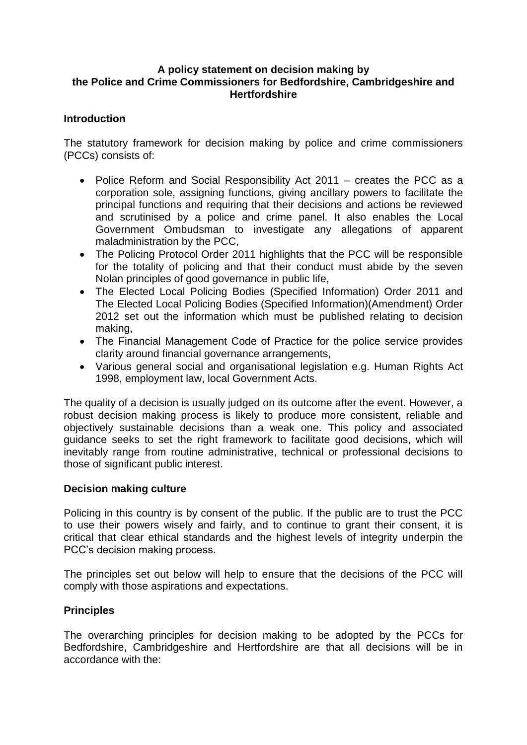# A policy statement on decision making by the Police and Crime Commissioners for Bedfordshire, Cambridgeshire and Hertfordshire

## Introduction

The statutory framework for decision making by police and crime commissioners (PCCs) consists of:

- Police Reform and Social Responsibility Act 2011 – creates the PCC as a corporation sole, assigning functions, giving ancillary powers to facilitate the principal functions and requiring that their decisions and actions be reviewed and scrutinised by a police and crime panel. It also enables the Local Government Ombudsman to investigate any allegations of apparent maladministration by the PCC,
- The Policing Protocol Order 2011 highlights that the PCC will be responsible for the totality of policing and that their conduct must abide by the seven Nolan principles of good governance in public life,
- The Elected Local Policing Bodies (Specified Information) Order 2011 and The Elected Local Policing Bodies (Specified Information)(Amendment) Order 2012 set out the information which must be published relating to decision making,
- The Financial Management Code of Practice for the police service provides clarity around financial governance arrangements,
- Various general social and organisational legislation e.g. Human Rights Act 1998, employment law, local Government Acts.

The quality of a decision is usually judged on its outcome after the event. However, a robust decision making process is likely to produce more consistent, reliable and objectively sustainable decisions than a weak one. This policy and associated guidance seeks to set the right framework to facilitate good decisions, which will inevitably range from routine administrative, technical or professional decisions to those of significant public interest.

## Decision making culture

Policing in this country is by consent of the public. If the public are to trust the PCC to use their powers wisely and fairly, and to continue to grant their consent, it is critical that clear ethical standards and the highest levels of integrity underpin the PCC's decision making process.

The principles set out below will help to ensure that the decisions of the PCC will comply with those aspirations and expectations.

## Principles

The overarching principles for decision making to be adopted by the PCCs for Bedfordshire, Cambridgeshire and Hertfordshire are that all decisions will be in accordance with the: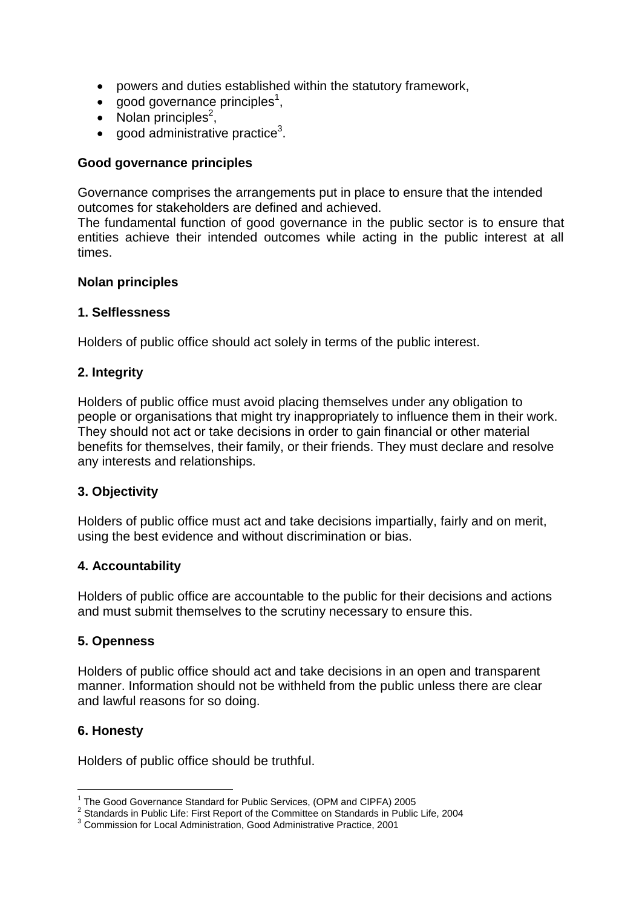- powers and duties established within the statutory framework,
- good governance principles[1],
- Nolan principles[2],
- good administrative practice[3].

**Good governance principles**

Governance comprises the arrangements put in place to ensure that the intended outcomes for stakeholders are defined and achieved.
The fundamental function of good governance in the public sector is to ensure that entities achieve their intended outcomes while acting in the public interest at all times.

**Nolan principles**

**1. Selflessness**

Holders of public office should act solely in terms of the public interest.

**2. Integrity**

Holders of public office must avoid placing themselves under any obligation to people or organisations that might try inappropriately to influence them in their work. They should not act or take decisions in order to gain financial or other material benefits for themselves, their family, or their friends. They must declare and resolve any interests and relationships.

**3. Objectivity**

Holders of public office must act and take decisions impartially, fairly and on merit, using the best evidence and without discrimination or bias.

**4. Accountability**

Holders of public office are accountable to the public for their decisions and actions and must submit themselves to the scrutiny necessary to ensure this.

**5. Openness**

Holders of public office should act and take decisions in an open and transparent manner. Information should not be withheld from the public unless there are clear and lawful reasons for so doing.

**6. Honesty**

Holders of public office should be truthful.

---

[1] The Good Governance Standard for Public Services, (OPM and CIPFA) 2005
[2] Standards in Public Life: First Report of the Committee on Standards in Public Life, 2004
[3] Commission for Local Administration, Good Administrative Practice, 2001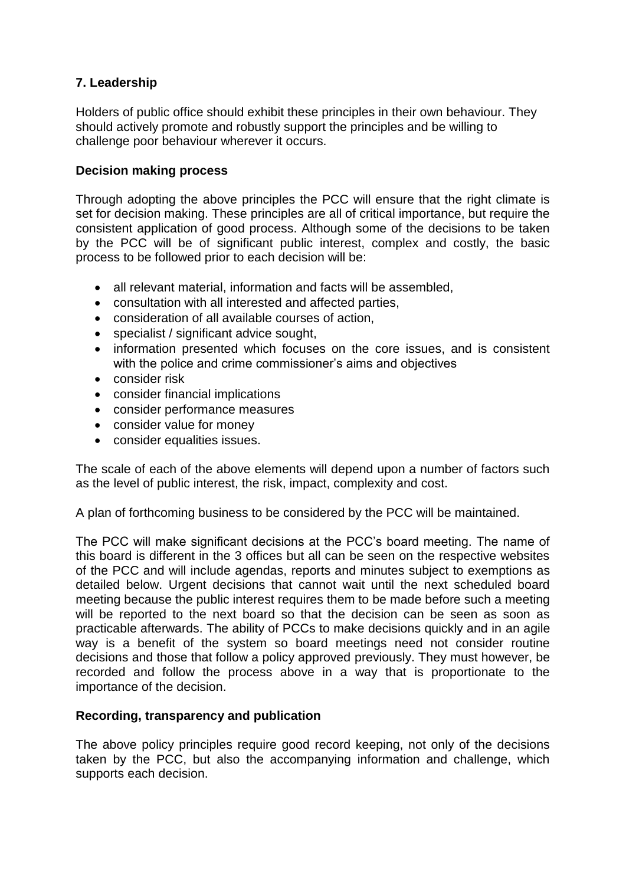**7. Leadership**

Holders of public office should exhibit these principles in their own behaviour. They should actively promote and robustly support the principles and be willing to challenge poor behaviour wherever it occurs.

**Decision making process**

Through adopting the above principles the PCC will ensure that the right climate is set for decision making. These principles are all of critical importance, but require the consistent application of good process. Although some of the decisions to be taken by the PCC will be of significant public interest, complex and costly, the basic process to be followed prior to each decision will be:

- all relevant material, information and facts will be assembled,
- consultation with all interested and affected parties,
- consideration of all available courses of action,
- specialist / significant advice sought,
- information presented which focuses on the core issues, and is consistent with the police and crime commissioner's aims and objectives
- consider risk
- consider financial implications
- consider performance measures
- consider value for money
- consider equalities issues.

The scale of each of the above elements will depend upon a number of factors such as the level of public interest, the risk, impact, complexity and cost.

A plan of forthcoming business to be considered by the PCC will be maintained.

The PCC will make significant decisions at the PCC's board meeting. The name of this board is different in the 3 offices but all can be seen on the respective websites of the PCC and will include agendas, reports and minutes subject to exemptions as detailed below. Urgent decisions that cannot wait until the next scheduled board meeting because the public interest requires them to be made before such a meeting will be reported to the next board so that the decision can be seen as soon as practicable afterwards. The ability of PCCs to make decisions quickly and in an agile way is a benefit of the system so board meetings need not consider routine decisions and those that follow a policy approved previously. They must however, be recorded and follow the process above in a way that is proportionate to the importance of the decision.

**Recording, transparency and publication**

The above policy principles require good record keeping, not only of the decisions taken by the PCC, but also the accompanying information and challenge, which supports each decision.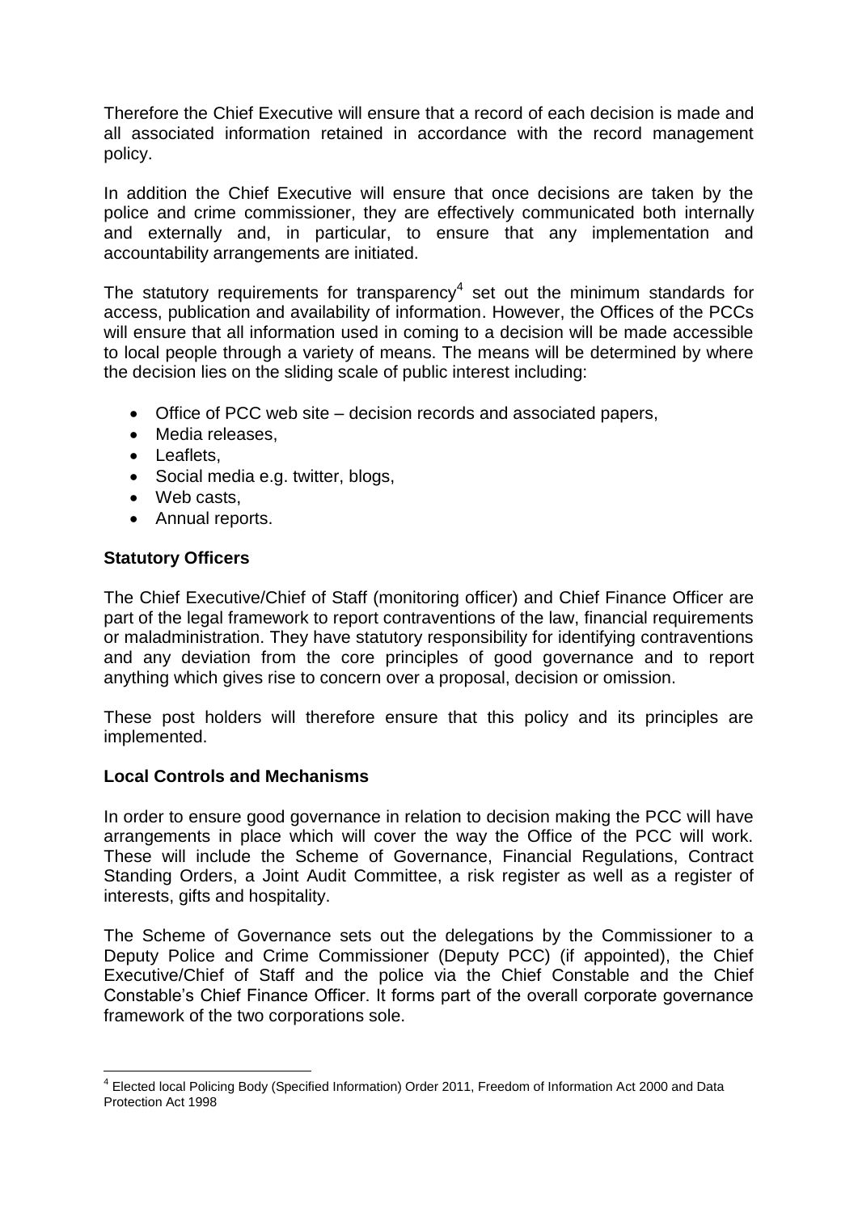Therefore the Chief Executive will ensure that a record of each decision is made and all associated information retained in accordance with the record management policy.

In addition the Chief Executive will ensure that once decisions are taken by the police and crime commissioner, they are effectively communicated both internally and externally and, in particular, to ensure that any implementation and accountability arrangements are initiated.

The statutory requirements for transparency[4] set out the minimum standards for access, publication and availability of information. However, the Offices of the PCCs will ensure that all information used in coming to a decision will be made accessible to local people through a variety of means. The means will be determined by where the decision lies on the sliding scale of public interest including:

- Office of PCC web site – decision records and associated papers,
- Media releases,
- Leaflets,
- Social media e.g. twitter, blogs,
- Web casts,
- Annual reports.

**Statutory Officers**

The Chief Executive/Chief of Staff (monitoring officer) and Chief Finance Officer are part of the legal framework to report contraventions of the law, financial requirements or maladministration. They have statutory responsibility for identifying contraventions and any deviation from the core principles of good governance and to report anything which gives rise to concern over a proposal, decision or omission.

These post holders will therefore ensure that this policy and its principles are implemented.

**Local Controls and Mechanisms**

In order to ensure good governance in relation to decision making the PCC will have arrangements in place which will cover the way the Office of the PCC will work. These will include the Scheme of Governance, Financial Regulations, Contract Standing Orders, a Joint Audit Committee, a risk register as well as a register of interests, gifts and hospitality.

The Scheme of Governance sets out the delegations by the Commissioner to a Deputy Police and Crime Commissioner (Deputy PCC) (if appointed), the Chief Executive/Chief of Staff and the police via the Chief Constable and the Chief Constable's Chief Finance Officer. It forms part of the overall corporate governance framework of the two corporations sole.

---

[4] Elected local Policing Body (Specified Information) Order 2011, Freedom of Information Act 2000 and Data Protection Act 1998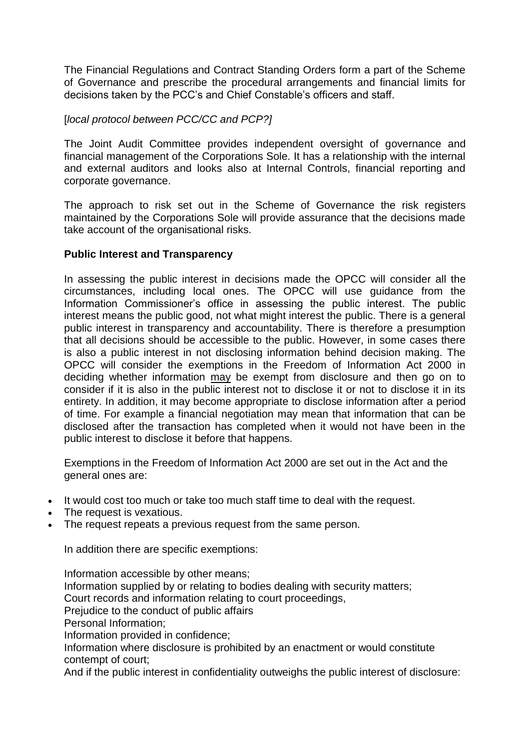The Financial Regulations and Contract Standing Orders form a part of the Scheme of Governance and prescribe the procedural arrangements and financial limits for decisions taken by the PCC's and Chief Constable's officers and staff.

[*local protocol between PCC/CC and PCP?]*

The Joint Audit Committee provides independent oversight of governance and financial management of the Corporations Sole. It has a relationship with the internal and external auditors and looks also at Internal Controls, financial reporting and corporate governance.

The approach to risk set out in the Scheme of Governance the risk registers maintained by the Corporations Sole will provide assurance that the decisions made take account of the organisational risks.

**Public Interest and Transparency**

In assessing the public interest in decisions made the OPCC will consider all the circumstances, including local ones. The OPCC will use guidance from the Information Commissioner's office in assessing the public interest. The public interest means the public good, not what might interest the public. There is a general public interest in transparency and accountability. There is therefore a presumption that all decisions should be accessible to the public. However, in some cases there is also a public interest in not disclosing information behind decision making. The OPCC will consider the exemptions in the Freedom of Information Act 2000 in deciding whether information <u>may</u> be exempt from disclosure and then go on to consider if it is also in the public interest not to disclose it or not to disclose it in its entirety. In addition, it may become appropriate to disclose information after a period of time. For example a financial negotiation may mean that information that can be disclosed after the transaction has completed when it would not have been in the public interest to disclose it before that happens.

Exemptions in the Freedom of Information Act 2000 are set out in the Act and the general ones are:

- It would cost too much or take too much staff time to deal with the request.
- The request is vexatious.
- The request repeats a previous request from the same person.

In addition there are specific exemptions:

Information accessible by other means;
Information supplied by or relating to bodies dealing with security matters;
Court records and information relating to court proceedings,
Prejudice to the conduct of public affairs
Personal Information;
Information provided in confidence;
Information where disclosure is prohibited by an enactment or would constitute contempt of court;
And if the public interest in confidentiality outweighs the public interest of disclosure: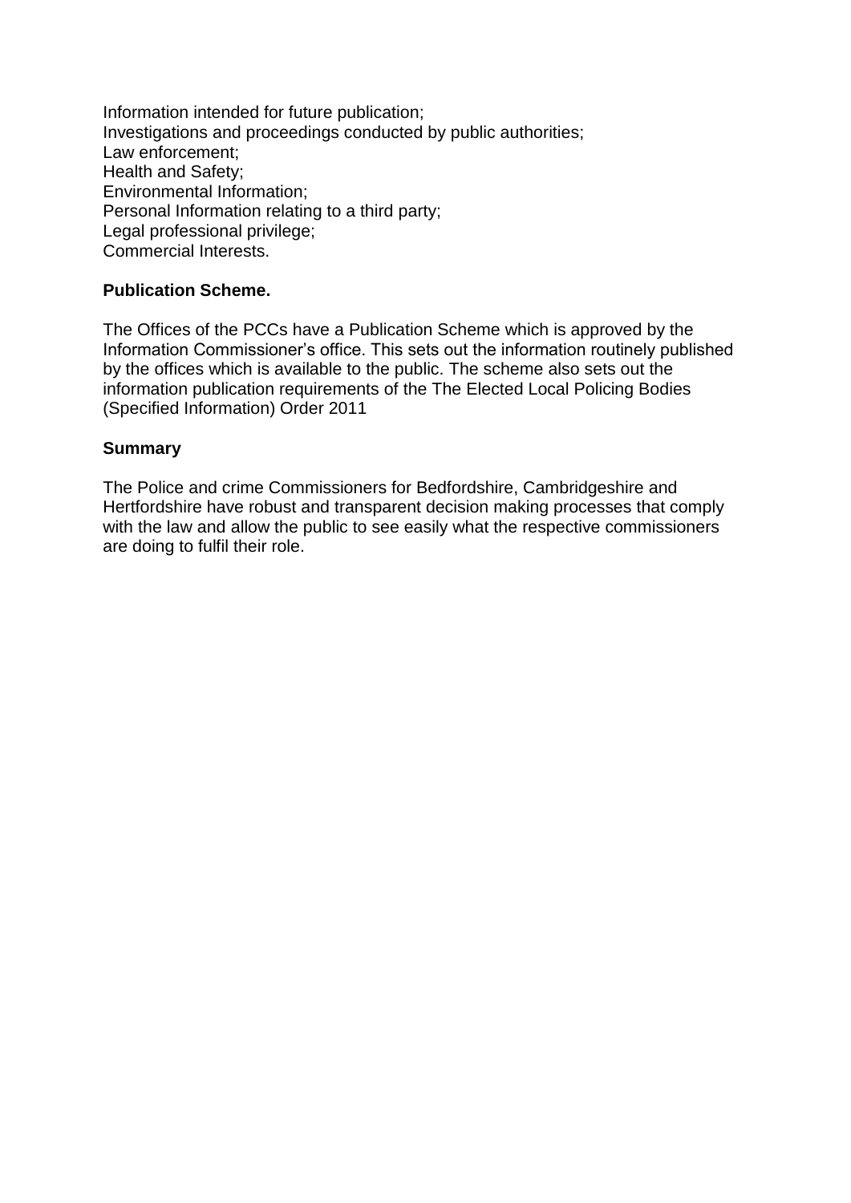Information intended for future publication;
Investigations and proceedings conducted by public authorities;
Law enforcement;
Health and Safety;
Environmental Information;
Personal Information relating to a third party;
Legal professional privilege;
Commercial Interests.

**Publication Scheme.**

The Offices of the PCCs have a Publication Scheme which is approved by the Information Commissioner's office. This sets out the information routinely published by the offices which is available to the public. The scheme also sets out the information publication requirements of the The Elected Local Policing Bodies (Specified Information) Order 2011

**Summary**

The Police and crime Commissioners for Bedfordshire, Cambridgeshire and Hertfordshire have robust and transparent decision making processes that comply with the law and allow the public to see easily what the respective commissioners are doing to fulfil their role.